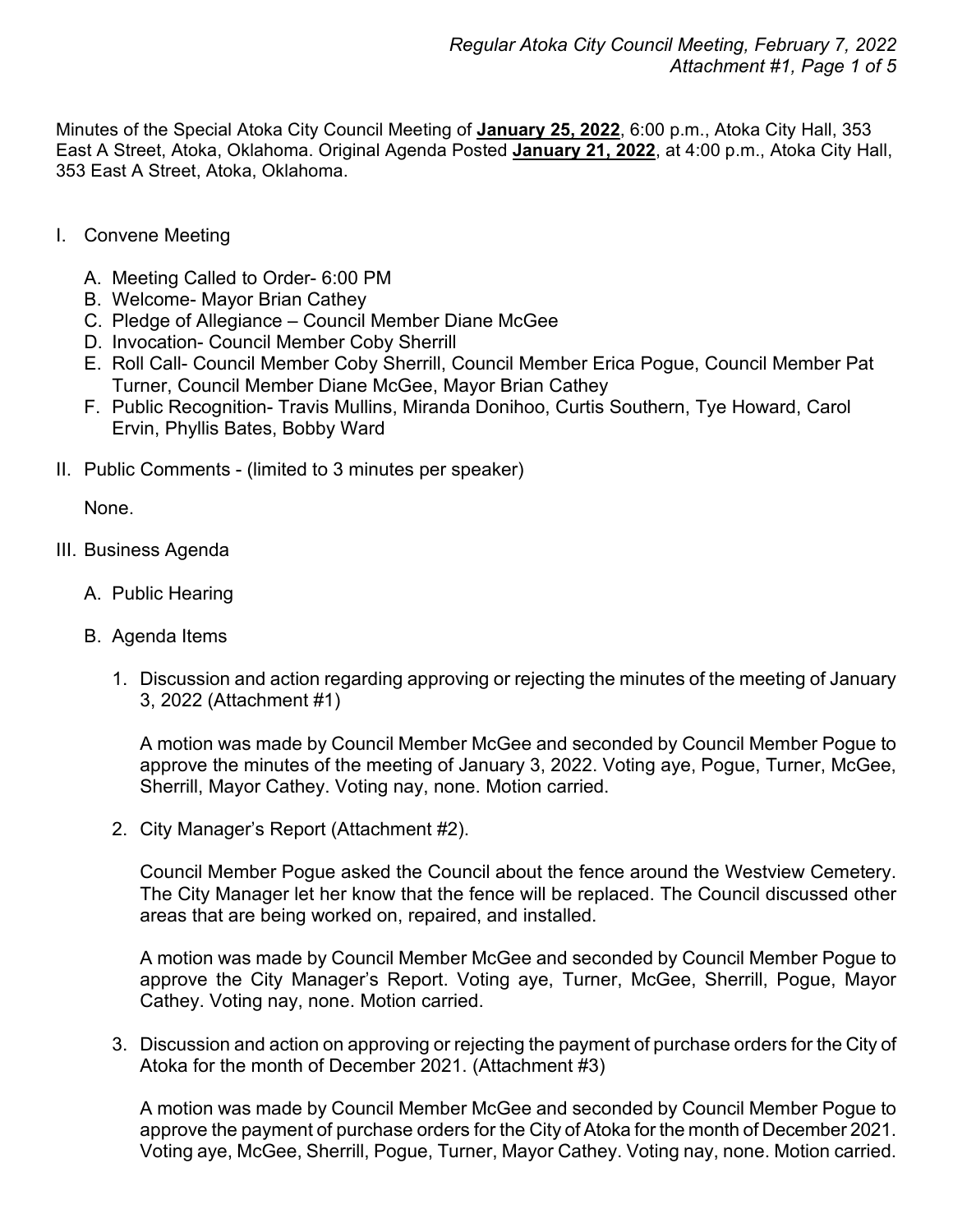Minutes of the Special Atoka City Council Meeting of **January 25, 2022**, 6:00 p.m., Atoka City Hall, 353 East A Street, Atoka, Oklahoma. Original Agenda Posted **January 21, 2022**, at 4:00 p.m., Atoka City Hall, 353 East A Street, Atoka, Oklahoma.

I. Convene Meeting

   A. Meeting Called to Order- 6:00 PM
   B. Welcome- Mayor Brian Cathey
   C. Pledge of Allegiance – Council Member Diane McGee
   D. Invocation- Council Member Coby Sherrill
   E. Roll Call- Council Member Coby Sherrill, Council Member Erica Pogue, Council Member Pat Turner, Council Member Diane McGee, Mayor Brian Cathey
   F. Public Recognition- Travis Mullins, Miranda Donihoo, Curtis Southern, Tye Howard, Carol Ervin, Phyllis Bates, Bobby Ward

II. Public Comments - (limited to 3 minutes per speaker)

   None.

III. Business Agenda

   A. Public Hearing

   B. Agenda Items

      1. Discussion and action regarding approving or rejecting the minutes of the meeting of January 3, 2022 (Attachment #1)

         A motion was made by Council Member McGee and seconded by Council Member Pogue to approve the minutes of the meeting of January 3, 2022. Voting aye, Pogue, Turner, McGee, Sherrill, Mayor Cathey. Voting nay, none. Motion carried.

      2. City Manager's Report (Attachment #2).

         Council Member Pogue asked the Council about the fence around the Westview Cemetery. The City Manager let her know that the fence will be replaced. The Council discussed other areas that are being worked on, repaired, and installed.

         A motion was made by Council Member McGee and seconded by Council Member Pogue to approve the City Manager's Report. Voting aye, Turner, McGee, Sherrill, Pogue, Mayor Cathey. Voting nay, none. Motion carried.

      3. Discussion and action on approving or rejecting the payment of purchase orders for the City of Atoka for the month of December 2021. (Attachment #3)

         A motion was made by Council Member McGee and seconded by Council Member Pogue to approve the payment of purchase orders for the City of Atoka for the month of December 2021. Voting aye, McGee, Sherrill, Pogue, Turner, Mayor Cathey. Voting nay, none. Motion carried.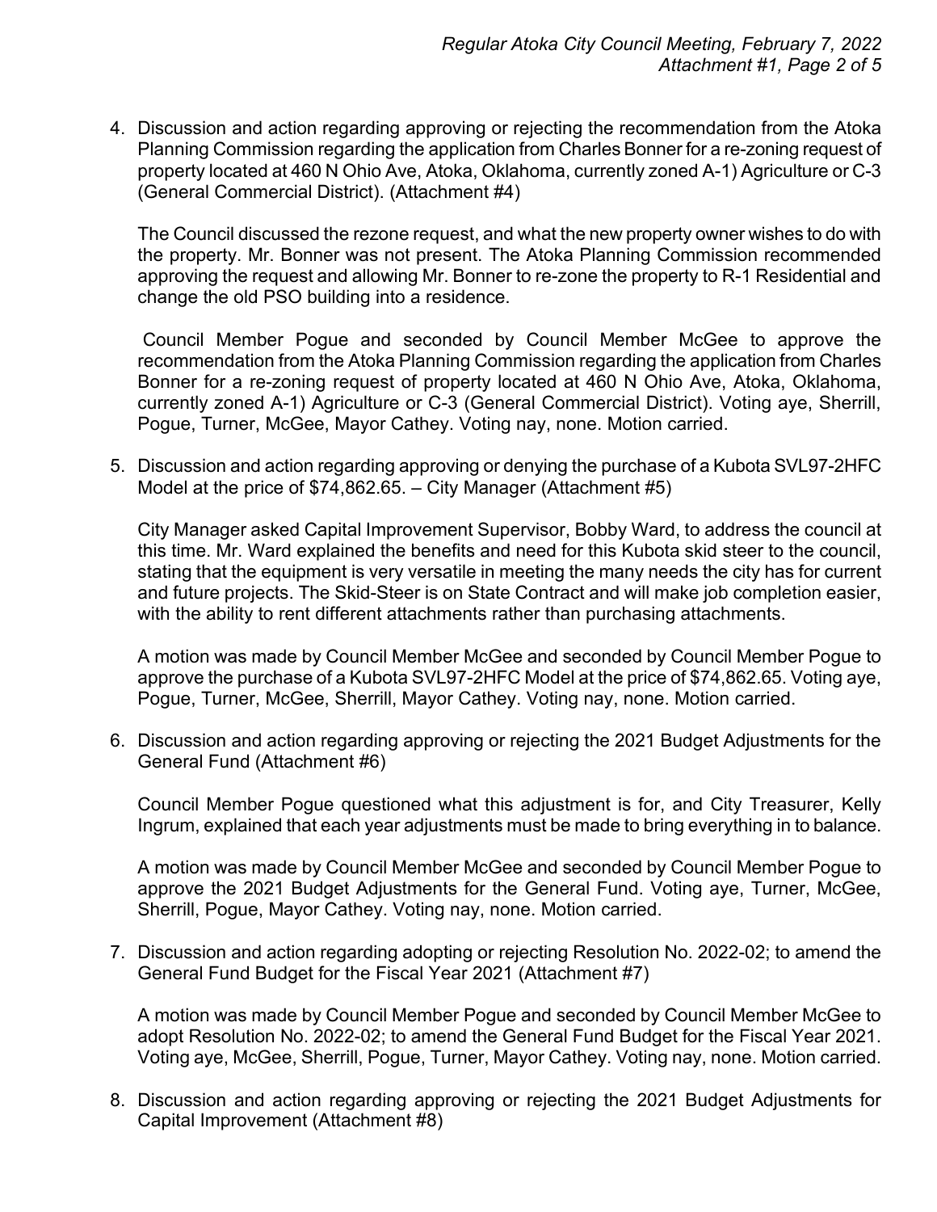4. Discussion and action regarding approving or rejecting the recommendation from the Atoka Planning Commission regarding the application from Charles Bonner for a re-zoning request of property located at 460 N Ohio Ave, Atoka, Oklahoma, currently zoned A-1) Agriculture or C-3 (General Commercial District). (Attachment #4)

   The Council discussed the rezone request, and what the new property owner wishes to do with the property. Mr. Bonner was not present. The Atoka Planning Commission recommended approving the request and allowing Mr. Bonner to re-zone the property to R-1 Residential and change the old PSO building into a residence.

   Council Member Pogue and seconded by Council Member McGee to approve the recommendation from the Atoka Planning Commission regarding the application from Charles Bonner for a re-zoning request of property located at 460 N Ohio Ave, Atoka, Oklahoma, currently zoned A-1) Agriculture or C-3 (General Commercial District). Voting aye, Sherrill, Pogue, Turner, McGee, Mayor Cathey. Voting nay, none. Motion carried.

5. Discussion and action regarding approving or denying the purchase of a Kubota SVL97-2HFC Model at the price of $74,862.65. – City Manager (Attachment #5)

   City Manager asked Capital Improvement Supervisor, Bobby Ward, to address the council at this time. Mr. Ward explained the benefits and need for this Kubota skid steer to the council, stating that the equipment is very versatile in meeting the many needs the city has for current and future projects. The Skid-Steer is on State Contract and will make job completion easier, with the ability to rent different attachments rather than purchasing attachments.

   A motion was made by Council Member McGee and seconded by Council Member Pogue to approve the purchase of a Kubota SVL97-2HFC Model at the price of $74,862.65. Voting aye, Pogue, Turner, McGee, Sherrill, Mayor Cathey. Voting nay, none. Motion carried.

6. Discussion and action regarding approving or rejecting the 2021 Budget Adjustments for the General Fund (Attachment #6)

   Council Member Pogue questioned what this adjustment is for, and City Treasurer, Kelly Ingrum, explained that each year adjustments must be made to bring everything in to balance.

   A motion was made by Council Member McGee and seconded by Council Member Pogue to approve the 2021 Budget Adjustments for the General Fund. Voting aye, Turner, McGee, Sherrill, Pogue, Mayor Cathey. Voting nay, none. Motion carried.

7. Discussion and action regarding adopting or rejecting Resolution No. 2022-02; to amend the General Fund Budget for the Fiscal Year 2021 (Attachment #7)

   A motion was made by Council Member Pogue and seconded by Council Member McGee to adopt Resolution No. 2022-02; to amend the General Fund Budget for the Fiscal Year 2021. Voting aye, McGee, Sherrill, Pogue, Turner, Mayor Cathey. Voting nay, none. Motion carried.

8. Discussion and action regarding approving or rejecting the 2021 Budget Adjustments for Capital Improvement (Attachment #8)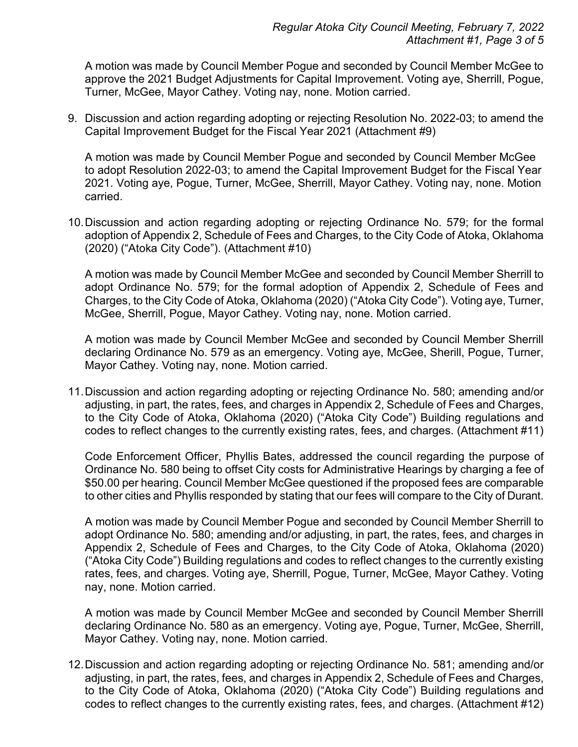A motion was made by Council Member Pogue and seconded by Council Member McGee to approve the 2021 Budget Adjustments for Capital Improvement. Voting aye, Sherrill, Pogue, Turner, McGee, Mayor Cathey. Voting nay, none. Motion carried.

9. Discussion and action regarding adopting or rejecting Resolution No. 2022-03; to amend the Capital Improvement Budget for the Fiscal Year 2021 (Attachment #9)

   A motion was made by Council Member Pogue and seconded by Council Member McGee to adopt Resolution 2022-03; to amend the Capital Improvement Budget for the Fiscal Year 2021. Voting aye, Pogue, Turner, McGee, Sherrill, Mayor Cathey. Voting nay, none. Motion carried.

10. Discussion and action regarding adopting or rejecting Ordinance No. 579; for the formal adoption of Appendix 2, Schedule of Fees and Charges, to the City Code of Atoka, Oklahoma (2020) ("Atoka City Code"). (Attachment #10)

    A motion was made by Council Member McGee and seconded by Council Member Sherrill to adopt Ordinance No. 579; for the formal adoption of Appendix 2, Schedule of Fees and Charges, to the City Code of Atoka, Oklahoma (2020) ("Atoka City Code"). Voting aye, Turner, McGee, Sherrill, Pogue, Mayor Cathey. Voting nay, none. Motion carried.

    A motion was made by Council Member McGee and seconded by Council Member Sherrill declaring Ordinance No. 579 as an emergency. Voting aye, McGee, Sherill, Pogue, Turner, Mayor Cathey. Voting nay, none. Motion carried.

11. Discussion and action regarding adopting or rejecting Ordinance No. 580; amending and/or adjusting, in part, the rates, fees, and charges in Appendix 2, Schedule of Fees and Charges, to the City Code of Atoka, Oklahoma (2020) ("Atoka City Code") Building regulations and codes to reflect changes to the currently existing rates, fees, and charges. (Attachment #11)

    Code Enforcement Officer, Phyllis Bates, addressed the council regarding the purpose of Ordinance No. 580 being to offset City costs for Administrative Hearings by charging a fee of $50.00 per hearing. Council Member McGee questioned if the proposed fees are comparable to other cities and Phyllis responded by stating that our fees will compare to the City of Durant.

    A motion was made by Council Member Pogue and seconded by Council Member Sherrill to adopt Ordinance No. 580; amending and/or adjusting, in part, the rates, fees, and charges in Appendix 2, Schedule of Fees and Charges, to the City Code of Atoka, Oklahoma (2020) ("Atoka City Code") Building regulations and codes to reflect changes to the currently existing rates, fees, and charges. Voting aye, Sherrill, Pogue, Turner, McGee, Mayor Cathey. Voting nay, none. Motion carried.

    A motion was made by Council Member McGee and seconded by Council Member Sherrill declaring Ordinance No. 580 as an emergency. Voting aye, Pogue, Turner, McGee, Sherrill, Mayor Cathey. Voting nay, none. Motion carried.

12. Discussion and action regarding adopting or rejecting Ordinance No. 581; amending and/or adjusting, in part, the rates, fees, and charges in Appendix 2, Schedule of Fees and Charges, to the City Code of Atoka, Oklahoma (2020) ("Atoka City Code") Building regulations and codes to reflect changes to the currently existing rates, fees, and charges. (Attachment #12)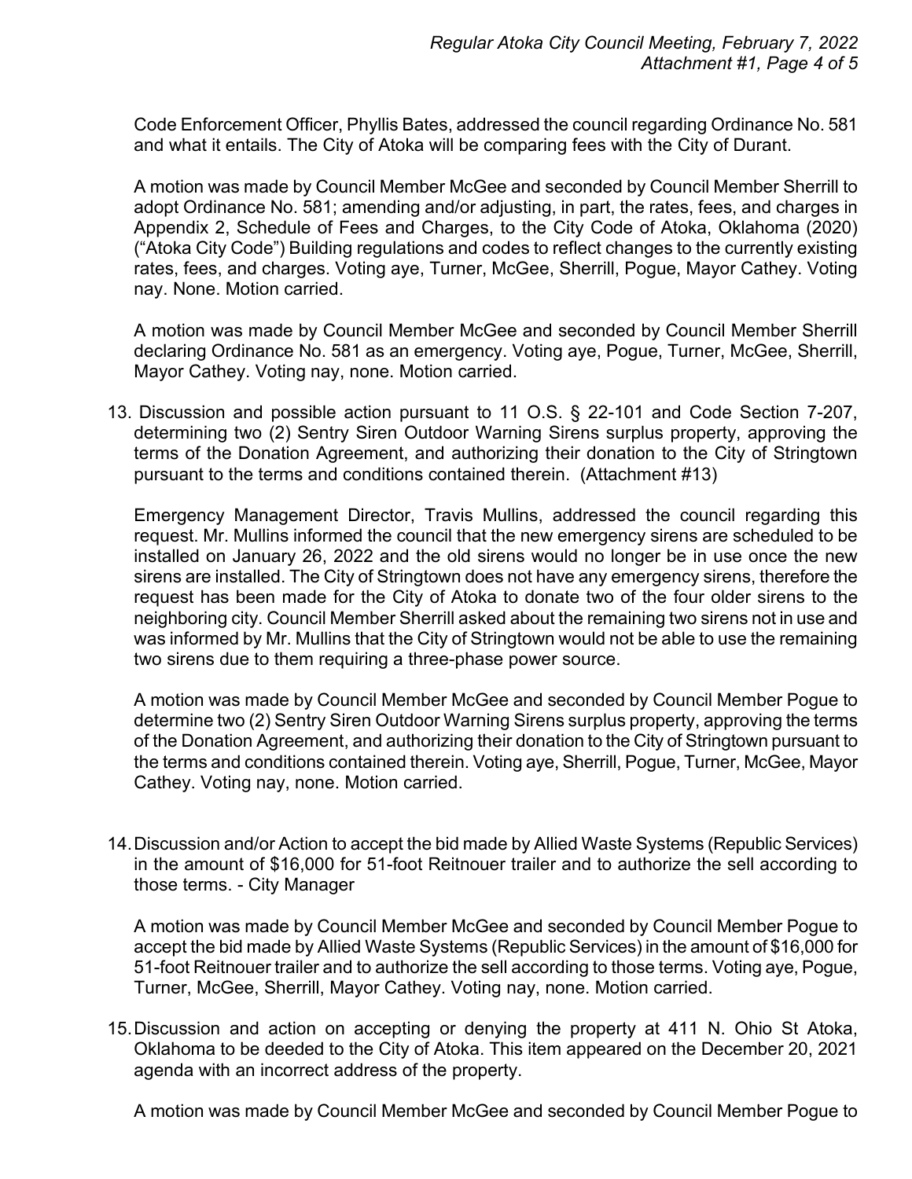Code Enforcement Officer, Phyllis Bates, addressed the council regarding Ordinance No. 581 and what it entails. The City of Atoka will be comparing fees with the City of Durant.

A motion was made by Council Member McGee and seconded by Council Member Sherrill to adopt Ordinance No. 581; amending and/or adjusting, in part, the rates, fees, and charges in Appendix 2, Schedule of Fees and Charges, to the City Code of Atoka, Oklahoma (2020) ("Atoka City Code") Building regulations and codes to reflect changes to the currently existing rates, fees, and charges. Voting aye, Turner, McGee, Sherrill, Pogue, Mayor Cathey. Voting nay. None. Motion carried.

A motion was made by Council Member McGee and seconded by Council Member Sherrill declaring Ordinance No. 581 as an emergency. Voting aye, Pogue, Turner, McGee, Sherrill, Mayor Cathey. Voting nay, none. Motion carried.

13. Discussion and possible action pursuant to 11 O.S. § 22-101 and Code Section 7-207, determining two (2) Sentry Siren Outdoor Warning Sirens surplus property, approving the terms of the Donation Agreement, and authorizing their donation to the City of Stringtown pursuant to the terms and conditions contained therein. (Attachment #13)

   Emergency Management Director, Travis Mullins, addressed the council regarding this request. Mr. Mullins informed the council that the new emergency sirens are scheduled to be installed on January 26, 2022 and the old sirens would no longer be in use once the new sirens are installed. The City of Stringtown does not have any emergency sirens, therefore the request has been made for the City of Atoka to donate two of the four older sirens to the neighboring city. Council Member Sherrill asked about the remaining two sirens not in use and was informed by Mr. Mullins that the City of Stringtown would not be able to use the remaining two sirens due to them requiring a three-phase power source.

   A motion was made by Council Member McGee and seconded by Council Member Pogue to determine two (2) Sentry Siren Outdoor Warning Sirens surplus property, approving the terms of the Donation Agreement, and authorizing their donation to the City of Stringtown pursuant to the terms and conditions contained therein. Voting aye, Sherrill, Pogue, Turner, McGee, Mayor Cathey. Voting nay, none. Motion carried.

14. Discussion and/or Action to accept the bid made by Allied Waste Systems (Republic Services) in the amount of $16,000 for 51-foot Reitnouer trailer and to authorize the sell according to those terms. - City Manager

   A motion was made by Council Member McGee and seconded by Council Member Pogue to accept the bid made by Allied Waste Systems (Republic Services) in the amount of $16,000 for 51-foot Reitnouer trailer and to authorize the sell according to those terms. Voting aye, Pogue, Turner, McGee, Sherrill, Mayor Cathey. Voting nay, none. Motion carried.

15. Discussion and action on accepting or denying the property at 411 N. Ohio St Atoka, Oklahoma to be deeded to the City of Atoka. This item appeared on the December 20, 2021 agenda with an incorrect address of the property.

   A motion was made by Council Member McGee and seconded by Council Member Pogue to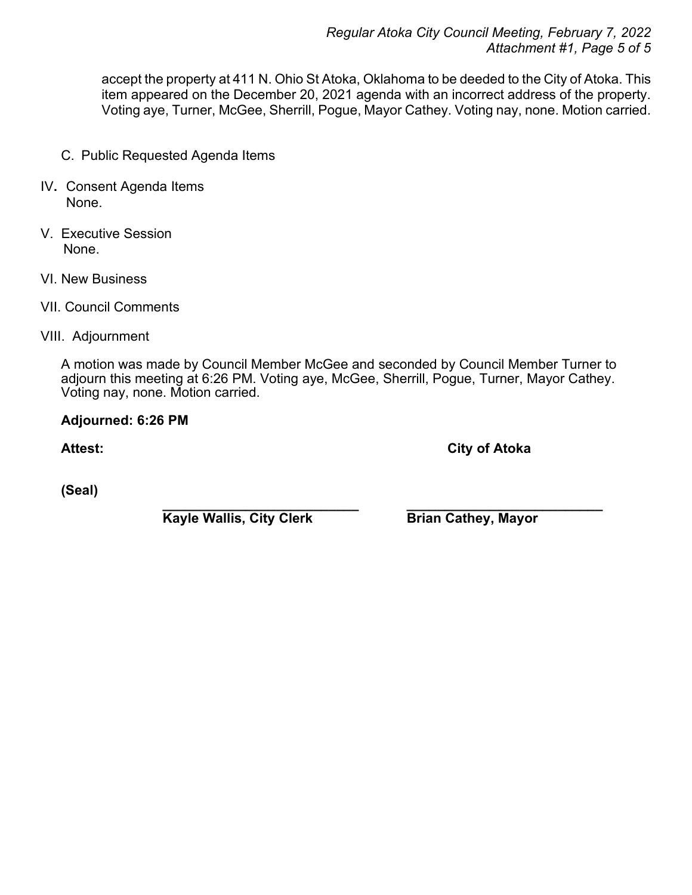accept the property at 411 N. Ohio St Atoka, Oklahoma to be deeded to the City of Atoka. This item appeared on the December 20, 2021 agenda with an incorrect address of the property. Voting aye, Turner, McGee, Sherrill, Pogue, Mayor Cathey. Voting nay, none. Motion carried.

C. Public Requested Agenda Items

IV. Consent Agenda Items
None.

V. Executive Session
None.

VI. New Business

VII. Council Comments

VIII. Adjournment

A motion was made by Council Member McGee and seconded by Council Member Turner to adjourn this meeting at 6:26 PM. Voting aye, McGee, Sherrill, Pogue, Turner, Mayor Cathey. Voting nay, none. Motion carried.

**Adjourned: 6:26 PM**

**Attest:** **City of Atoka**

**(Seal)**

**Kayle Wallis, City Clerk** **Brian Cathey, Mayor**